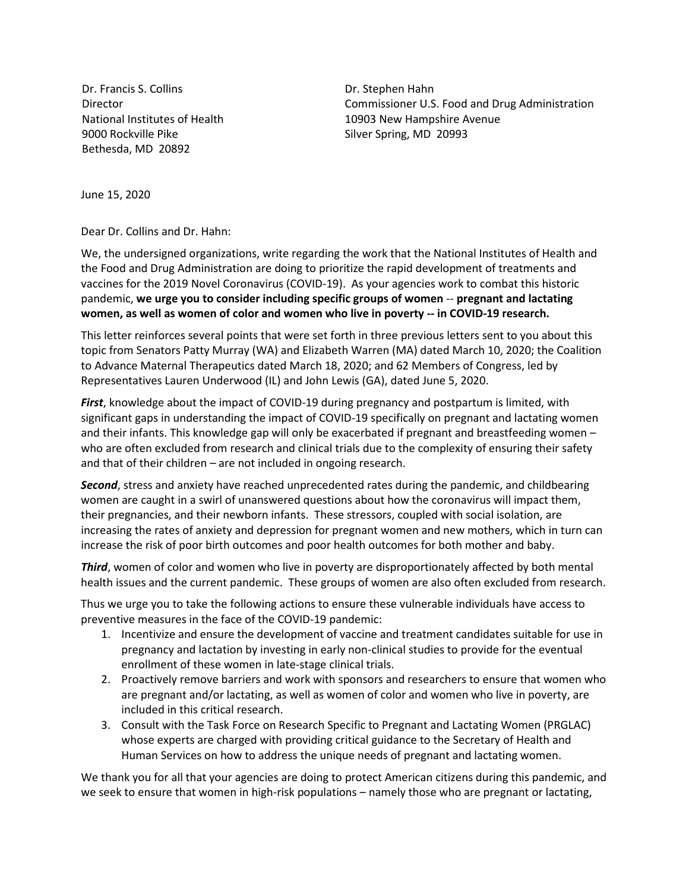Dr. Francis S. Collins
Director
National Institutes of Health
9000 Rockville Pike
Bethesda, MD 20892

Dr. Stephen Hahn
Commissioner U.S. Food and Drug Administration
10903 New Hampshire Avenue
Silver Spring, MD 20993

June 15, 2020

Dear Dr. Collins and Dr. Hahn:

We, the undersigned organizations, write regarding the work that the National Institutes of Health and the Food and Drug Administration are doing to prioritize the rapid development of treatments and vaccines for the 2019 Novel Coronavirus (COVID-19). As your agencies work to combat this historic pandemic, **we urge you to consider including specific groups of women** -- **pregnant and lactating women, as well as women of color and women who live in poverty -- in COVID-19 research.**

This letter reinforces several points that were set forth in three previous letters sent to you about this topic from Senators Patty Murray (WA) and Elizabeth Warren (MA) dated March 10, 2020; the Coalition to Advance Maternal Therapeutics dated March 18, 2020; and 62 Members of Congress, led by Representatives Lauren Underwood (IL) and John Lewis (GA), dated June 5, 2020.

***First***, knowledge about the impact of COVID-19 during pregnancy and postpartum is limited, with significant gaps in understanding the impact of COVID-19 specifically on pregnant and lactating women and their infants. This knowledge gap will only be exacerbated if pregnant and breastfeeding women – who are often excluded from research and clinical trials due to the complexity of ensuring their safety and that of their children – are not included in ongoing research.

***Second***, stress and anxiety have reached unprecedented rates during the pandemic, and childbearing women are caught in a swirl of unanswered questions about how the coronavirus will impact them, their pregnancies, and their newborn infants. These stressors, coupled with social isolation, are increasing the rates of anxiety and depression for pregnant women and new mothers, which in turn can increase the risk of poor birth outcomes and poor health outcomes for both mother and baby.

***Third***, women of color and women who live in poverty are disproportionately affected by both mental health issues and the current pandemic. These groups of women are also often excluded from research.

Thus we urge you to take the following actions to ensure these vulnerable individuals have access to preventive measures in the face of the COVID-19 pandemic:

1. Incentivize and ensure the development of vaccine and treatment candidates suitable for use in pregnancy and lactation by investing in early non-clinical studies to provide for the eventual enrollment of these women in late-stage clinical trials.
2. Proactively remove barriers and work with sponsors and researchers to ensure that women who are pregnant and/or lactating, as well as women of color and women who live in poverty, are included in this critical research.
3. Consult with the Task Force on Research Specific to Pregnant and Lactating Women (PRGLAC) whose experts are charged with providing critical guidance to the Secretary of Health and Human Services on how to address the unique needs of pregnant and lactating women.

We thank you for all that your agencies are doing to protect American citizens during this pandemic, and we seek to ensure that women in high-risk populations – namely those who are pregnant or lactating,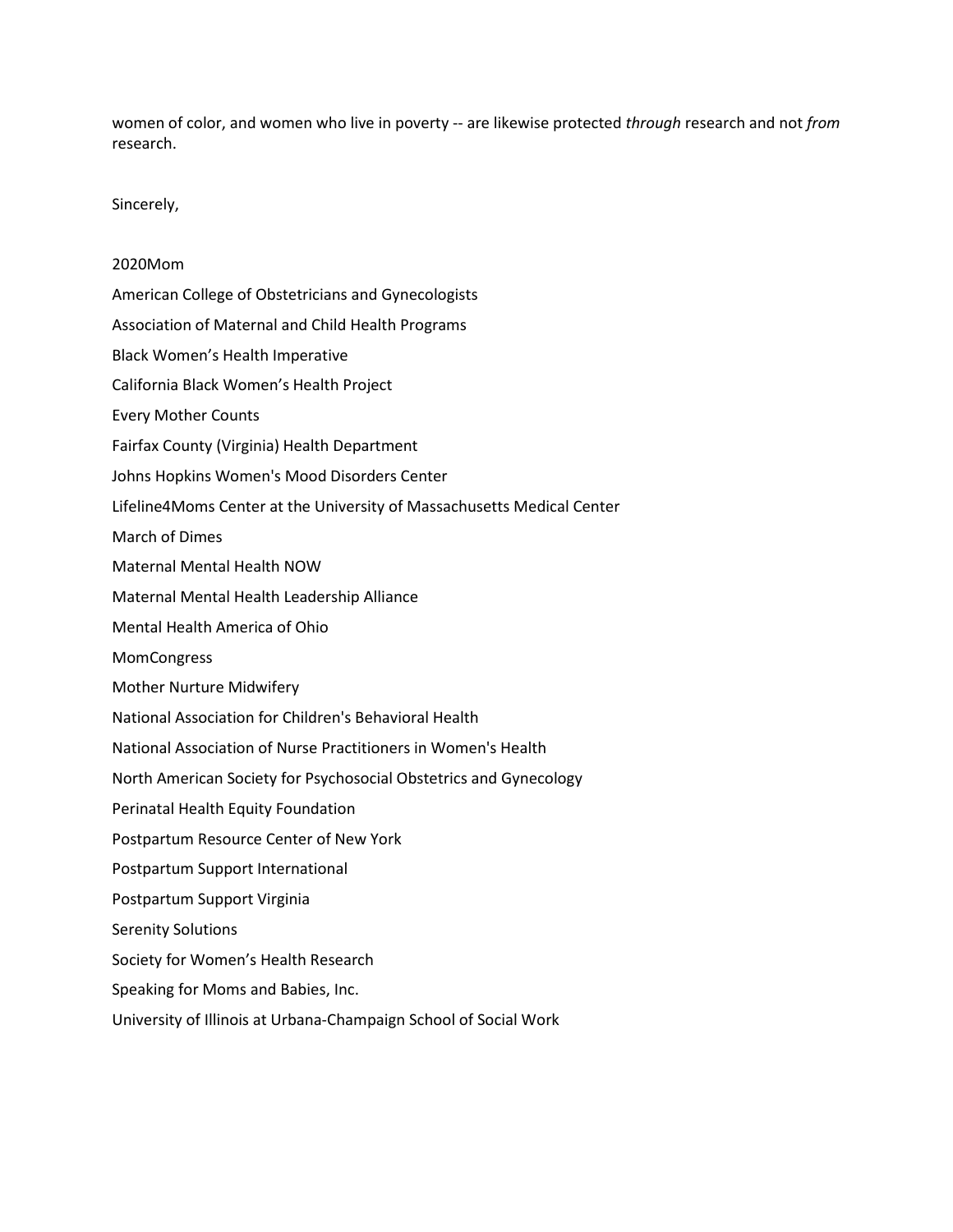women of color, and women who live in poverty -- are likewise protected *through* research and not *from* research.

Sincerely,

2020Mom

American College of Obstetricians and Gynecologists

Association of Maternal and Child Health Programs

Black Women's Health Imperative

California Black Women's Health Project

Every Mother Counts

Fairfax County (Virginia) Health Department

Johns Hopkins Women's Mood Disorders Center

Lifeline4Moms Center at the University of Massachusetts Medical Center

March of Dimes

Maternal Mental Health NOW

Maternal Mental Health Leadership Alliance

Mental Health America of Ohio

MomCongress

Mother Nurture Midwifery

National Association for Children's Behavioral Health

National Association of Nurse Practitioners in Women's Health

North American Society for Psychosocial Obstetrics and Gynecology

Perinatal Health Equity Foundation

Postpartum Resource Center of New York

Postpartum Support International

Postpartum Support Virginia

Serenity Solutions

Society for Women's Health Research

Speaking for Moms and Babies, Inc.

University of Illinois at Urbana-Champaign School of Social Work